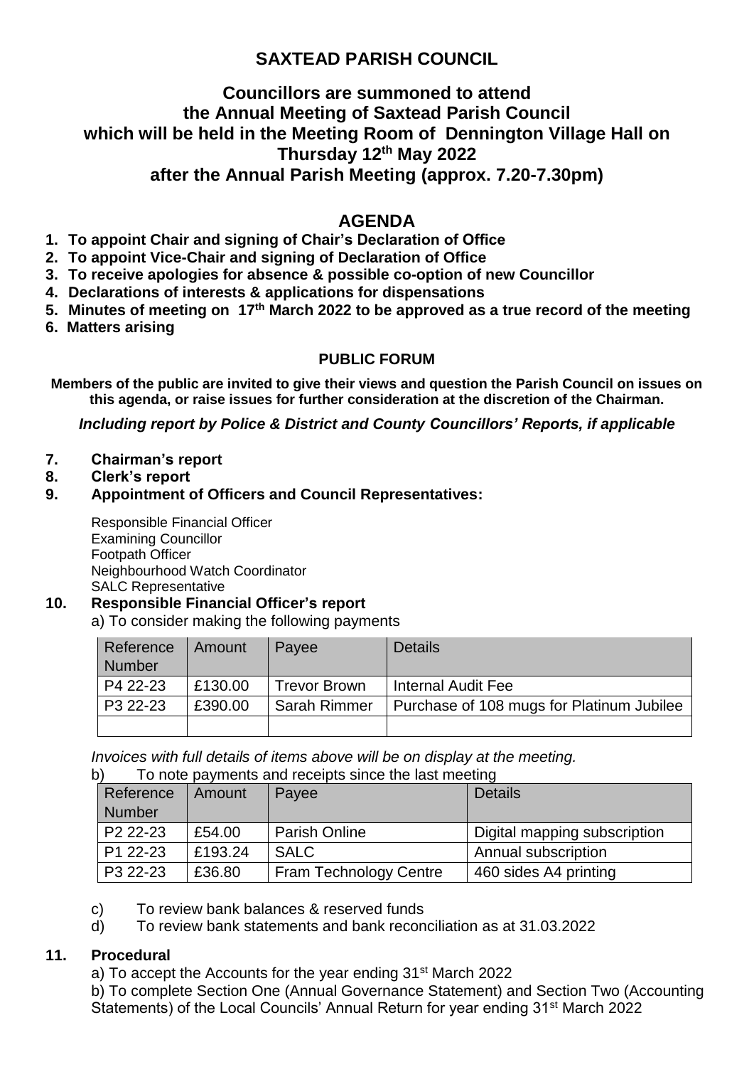# SAXTEAD PARISH COUNCIL

## Councillors are summoned to attend the Annual Meeting of Saxtead Parish Council which will be held in the Meeting Room of Dennington Village Hall on Thursday 12th May 2022 after the Annual Parish Meeting (approx. 7.20-7.30pm)

## AGENDA

1. **To appoint Chair and signing of Chair's Declaration of Office**
2. **To appoint Vice-Chair and signing of Declaration of Office**
3. **To receive apologies for absence & possible co-option of new Councillor**
4. **Declarations of interests & applications for dispensations**
5. **Minutes of meeting on 17th March 2022 to be approved as a true record of the meeting**
6. **Matters arising**

### PUBLIC FORUM

**Members of the public are invited to give their views and question the Parish Council on issues on this agenda, or raise issues for further consideration at the discretion of the Chairman.**

***Including report by Police & District and County Councillors' Reports, if applicable***

7. **Chairman's report**
8. **Clerk's report**
9. **Appointment of Officers and Council Representatives:**

   Responsible Financial Officer
   Examining Councillor
   Footpath Officer
   Neighbourhood Watch Coordinator
   SALC Representative

10. **Responsible Financial Officer's report**

a) To consider making the following payments

| Reference Number | Amount | Payee | Details |
|---|---|---|---|
| P4 22-23 | £130.00 | Trevor Brown | Internal Audit Fee |
| P3 22-23 | £390.00 | Sarah Rimmer | Purchase of 108 mugs for Platinum Jubilee |
| | | | |

*Invoices with full details of items above will be on display at the meeting.*

b) To note payments and receipts since the last meeting

| Reference Number | Amount | Payee | Details |
|---|---|---|---|
| P2 22-23 | £54.00 | Parish Online | Digital mapping subscription |
| P1 22-23 | £193.24 | SALC | Annual subscription |
| P3 22-23 | £36.80 | Fram Technology Centre | 460 sides A4 printing |

c) To review bank balances & reserved funds

d) To review bank statements and bank reconciliation as at 31.03.2022

11. **Procedural**

a) To accept the Accounts for the year ending 31st March 2022

b) To complete Section One (Annual Governance Statement) and Section Two (Accounting Statements) of the Local Councils' Annual Return for year ending 31st March 2022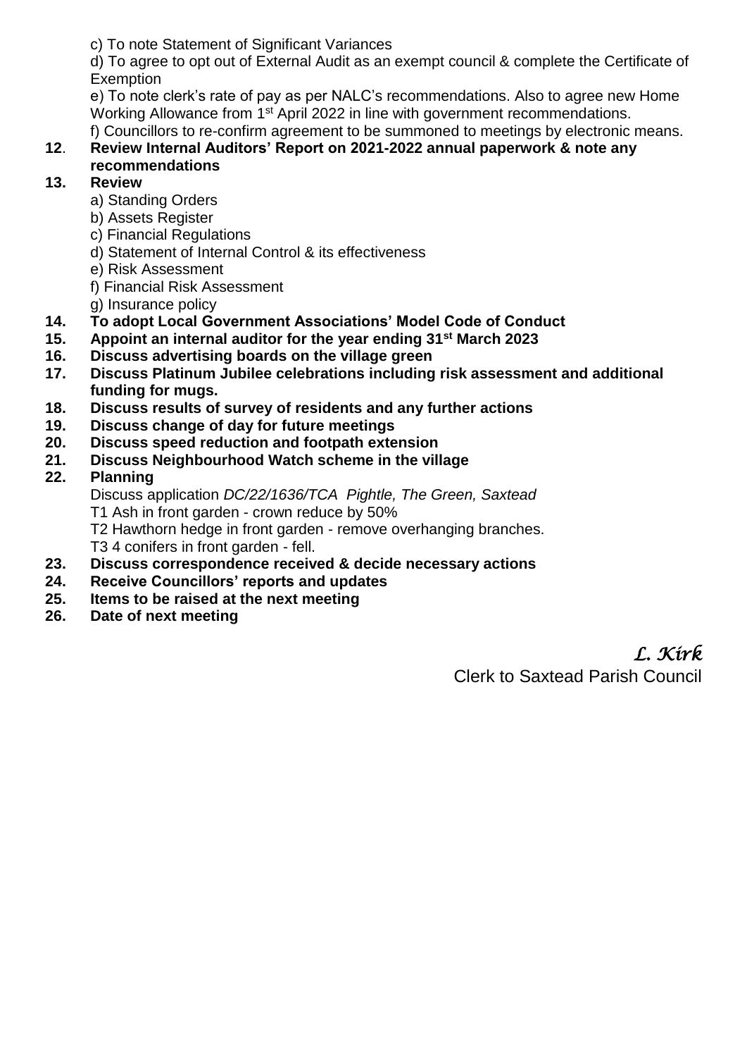c) To note Statement of Significant Variances

d) To agree to opt out of External Audit as an exempt council & complete the Certificate of Exemption

e) To note clerk's rate of pay as per NALC's recommendations. Also to agree new Home Working Allowance from 1st April 2022 in line with government recommendations.

f) Councillors to re-confirm agreement to be summoned to meetings by electronic means.

**12. Review Internal Auditors' Report on 2021-2022 annual paperwork & note any recommendations**

**13. Review**

a) Standing Orders

b) Assets Register

c) Financial Regulations

d) Statement of Internal Control & its effectiveness

e) Risk Assessment

f) Financial Risk Assessment

g) Insurance policy

**14. To adopt Local Government Associations' Model Code of Conduct**

**15. Appoint an internal auditor for the year ending 31st March 2023**

**16. Discuss advertising boards on the village green**

**17. Discuss Platinum Jubilee celebrations including risk assessment and additional funding for mugs.**

**18. Discuss results of survey of residents and any further actions**

**19. Discuss change of day for future meetings**

**20. Discuss speed reduction and footpath extension**

**21. Discuss Neighbourhood Watch scheme in the village**

**22. Planning**

Discuss application *DC/22/1636/TCA Pightle, The Green, Saxtead*

T1 Ash in front garden - crown reduce by 50%

T2 Hawthorn hedge in front garden - remove overhanging branches.

T3 4 conifers in front garden - fell.

**23. Discuss correspondence received & decide necessary actions**

**24. Receive Councillors' reports and updates**

**25. Items to be raised at the next meeting**

**26. Date of next meeting**

*L. Kirk*

Clerk to Saxtead Parish Council